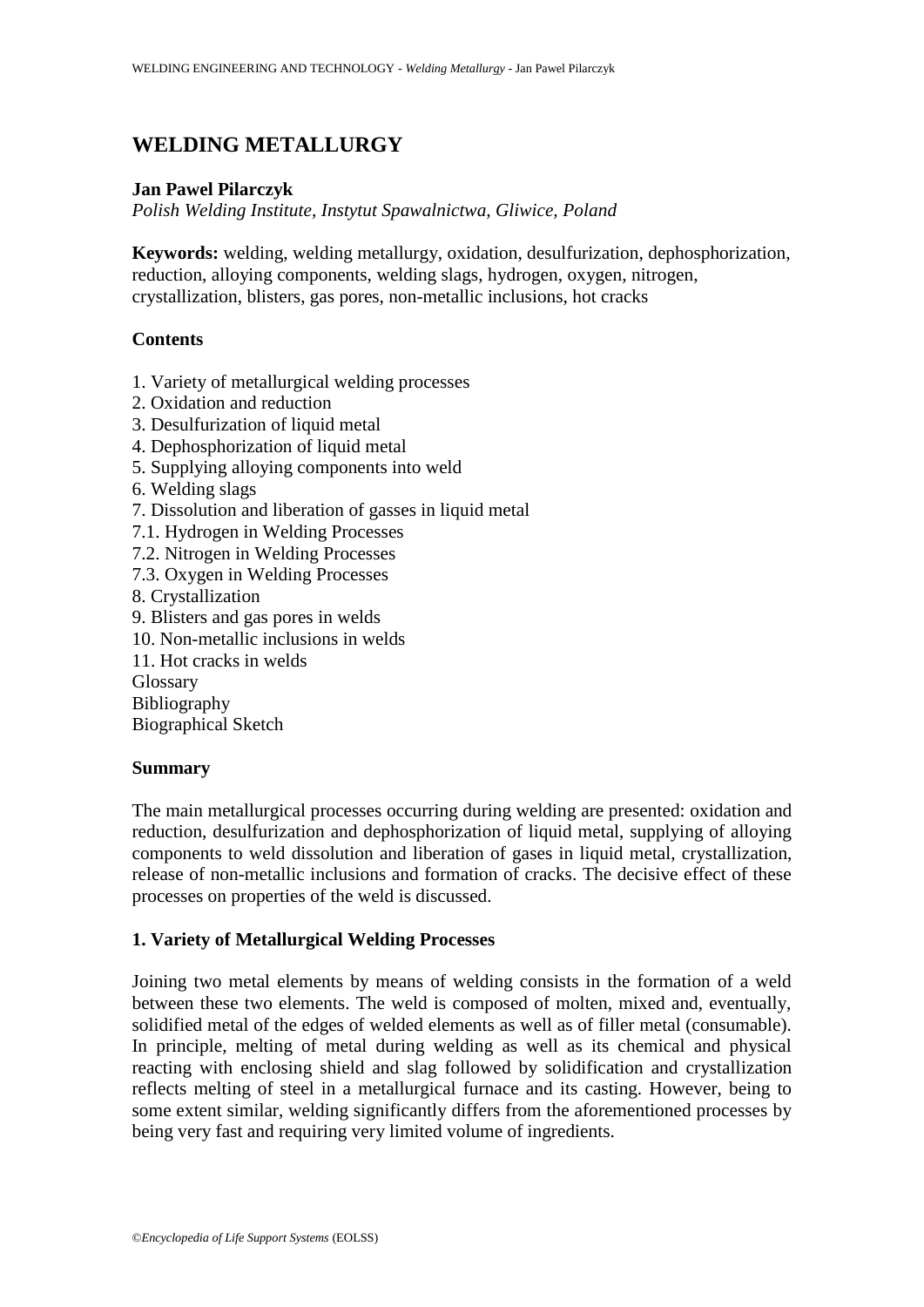# WELDING METALLURGY

**Jan Pawel Pilarczyk**

*Polish Welding Institute, Instytut Spawalnictwa, Gliwice, Poland*

**Keywords:** welding, welding metallurgy, oxidation, desulfurization, dephosphorization, reduction, alloying components, welding slags, hydrogen, oxygen, nitrogen, crystallization, blisters, gas pores, non-metallic inclusions, hot cracks

## Contents

1. Variety of metallurgical welding processes
2. Oxidation and reduction
3. Desulfurization of liquid metal
4. Dephosphorization of liquid metal
5. Supplying alloying components into weld
6. Welding slags
7. Dissolution and liberation of gasses in liquid metal
7.1. Hydrogen in Welding Processes
7.2. Nitrogen in Welding Processes
7.3. Oxygen in Welding Processes
8. Crystallization
9. Blisters and gas pores in welds
10. Non-metallic inclusions in welds
11. Hot cracks in welds

Glossary
Bibliography
Biographical Sketch

## Summary

The main metallurgical processes occurring during welding are presented: oxidation and reduction, desulfurization and dephosphorization of liquid metal, supplying of alloying components to weld dissolution and liberation of gases in liquid metal, crystallization, release of non-metallic inclusions and formation of cracks. The decisive effect of these processes on properties of the weld is discussed.

## 1. Variety of Metallurgical Welding Processes

Joining two metal elements by means of welding consists in the formation of a weld between these two elements. The weld is composed of molten, mixed and, eventually, solidified metal of the edges of welded elements as well as of filler metal (consumable). In principle, melting of metal during welding as well as its chemical and physical reacting with enclosing shield and slag followed by solidification and crystallization reflects melting of steel in a metallurgical furnace and its casting. However, being to some extent similar, welding significantly differs from the aforementioned processes by being very fast and requiring very limited volume of ingredients.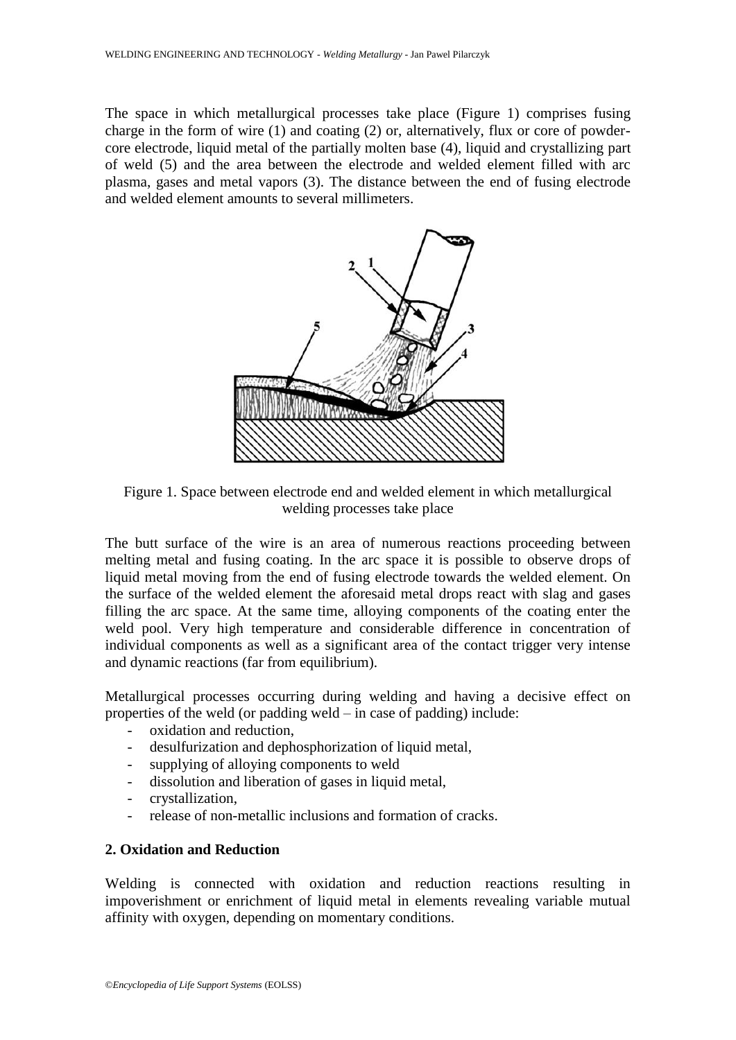The space in which metallurgical processes take place (Figure 1) comprises fusing charge in the form of wire (1) and coating (2) or, alternatively, flux or core of powder-core electrode, liquid metal of the partially molten base (4), liquid and crystallizing part of weld (5) and the area between the electrode and welded element filled with arc plasma, gases and metal vapors (3). The distance between the end of fusing electrode and welded element amounts to several millimeters.

Figure 1. Space between electrode end and welded element in which metallurgical welding processes take place

The butt surface of the wire is an area of numerous reactions proceeding between melting metal and fusing coating. In the arc space it is possible to observe drops of liquid metal moving from the end of fusing electrode towards the welded element. On the surface of the welded element the aforesaid metal drops react with slag and gases filling the arc space. At the same time, alloying components of the coating enter the weld pool. Very high temperature and considerable difference in concentration of individual components as well as a significant area of the contact trigger very intense and dynamic reactions (far from equilibrium).

Metallurgical processes occurring during welding and having a decisive effect on properties of the weld (or padding weld – in case of padding) include:

- oxidation and reduction,
- desulfurization and dephosphorization of liquid metal,
- supplying of alloying components to weld
- dissolution and liberation of gases in liquid metal,
- crystallization,
- release of non-metallic inclusions and formation of cracks.

## 2. Oxidation and Reduction

Welding is connected with oxidation and reduction reactions resulting in impoverishment or enrichment of liquid metal in elements revealing variable mutual affinity with oxygen, depending on momentary conditions.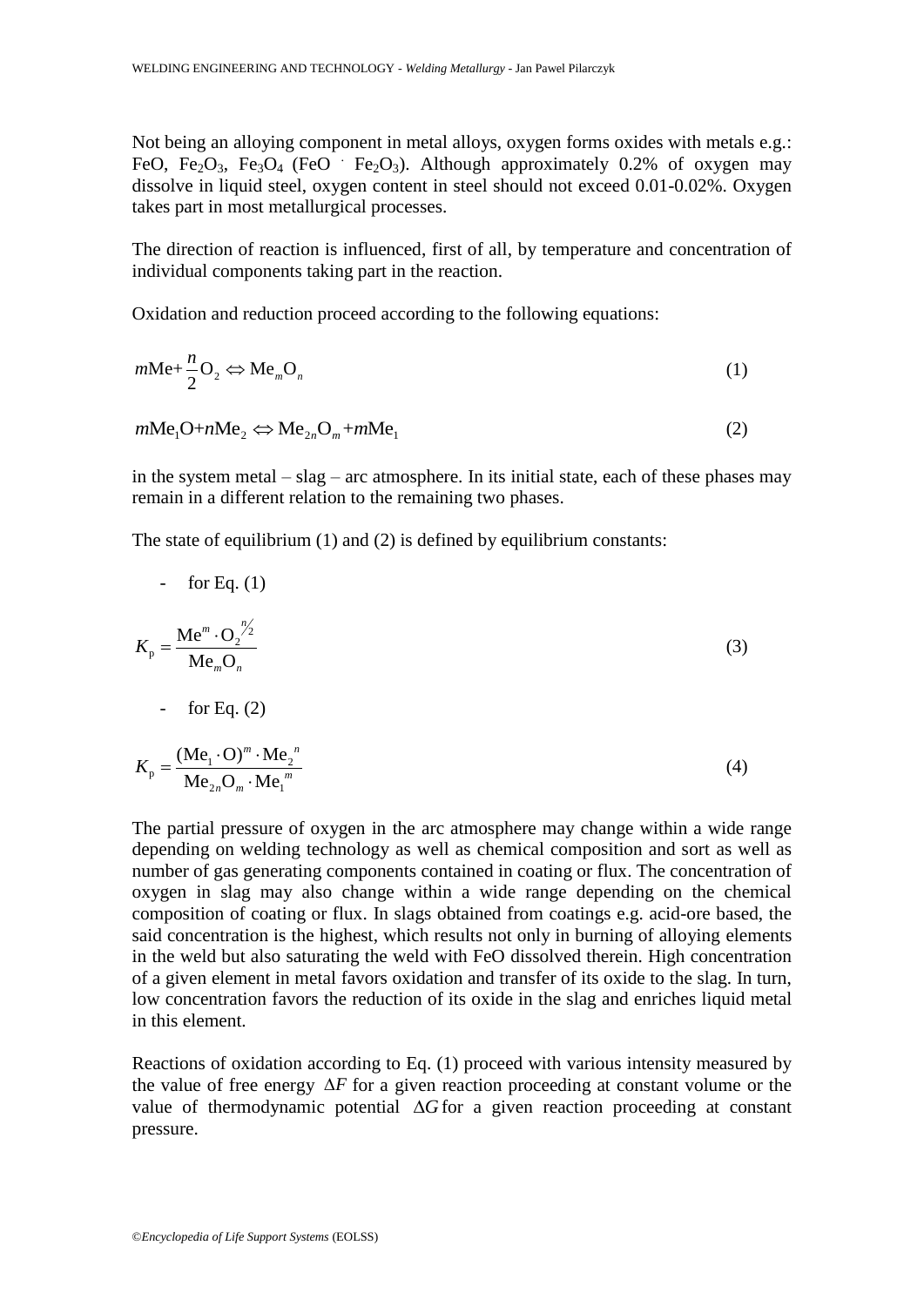Not being an alloying component in metal alloys, oxygen forms oxides with metals e.g.: $FeO$, $Fe_2O_3$, $Fe_3O_4$ ($FeO \cdot Fe_2O_3$). Although approximately 0.2% of oxygen may dissolve in liquid steel, oxygen content in steel should not exceed 0.01-0.02%. Oxygen takes part in most metallurgical processes.

The direction of reaction is influenced, first of all, by temperature and concentration of individual components taking part in the reaction.

Oxidation and reduction proceed according to the following equations:

$$m\text{Me} + \frac{n}{2}\text{O}_2 \Leftrightarrow \text{Me}_m\text{O}_n \tag{1}$$

$$m\text{Me}_1\text{O} + n\text{Me}_2 \Leftrightarrow \text{Me}_{2n}\text{O}_m + m\text{Me}_1 \tag{2}$$

in the system metal – slag – arc atmosphere. In its initial state, each of these phases may remain in a different relation to the remaining two phases.

The state of equilibrium (1) and (2) is defined by equilibrium constants:

- for Eq. (1)

$$K_\text{p} = \frac{\text{Me}^m \cdot \text{O}_2^{n/2}}{\text{Me}_m\text{O}_n} \tag{3}$$

- for Eq. (2)

$$K_\text{p} = \frac{(\text{Me}_1 \cdot \text{O})^m \cdot \text{Me}_2{}^n}{\text{Me}_{2n}\text{O}_m \cdot \text{Me}_1{}^m} \tag{4}$$

The partial pressure of oxygen in the arc atmosphere may change within a wide range depending on welding technology as well as chemical composition and sort as well as number of gas generating components contained in coating or flux. The concentration of oxygen in slag may also change within a wide range depending on the chemical composition of coating or flux. In slags obtained from coatings e.g. acid-ore based, the said concentration is the highest, which results not only in burning of alloying elements in the weld but also saturating the weld with $FeO$ dissolved therein. High concentration of a given element in metal favors oxidation and transfer of its oxide to the slag. In turn, low concentration favors the reduction of its oxide in the slag and enriches liquid metal in this element.

Reactions of oxidation according to Eq. (1) proceed with various intensity measured by the value of free energy $\Delta F$ for a given reaction proceeding at constant volume or the value of thermodynamic potential $\Delta G$ for a given reaction proceeding at constant pressure.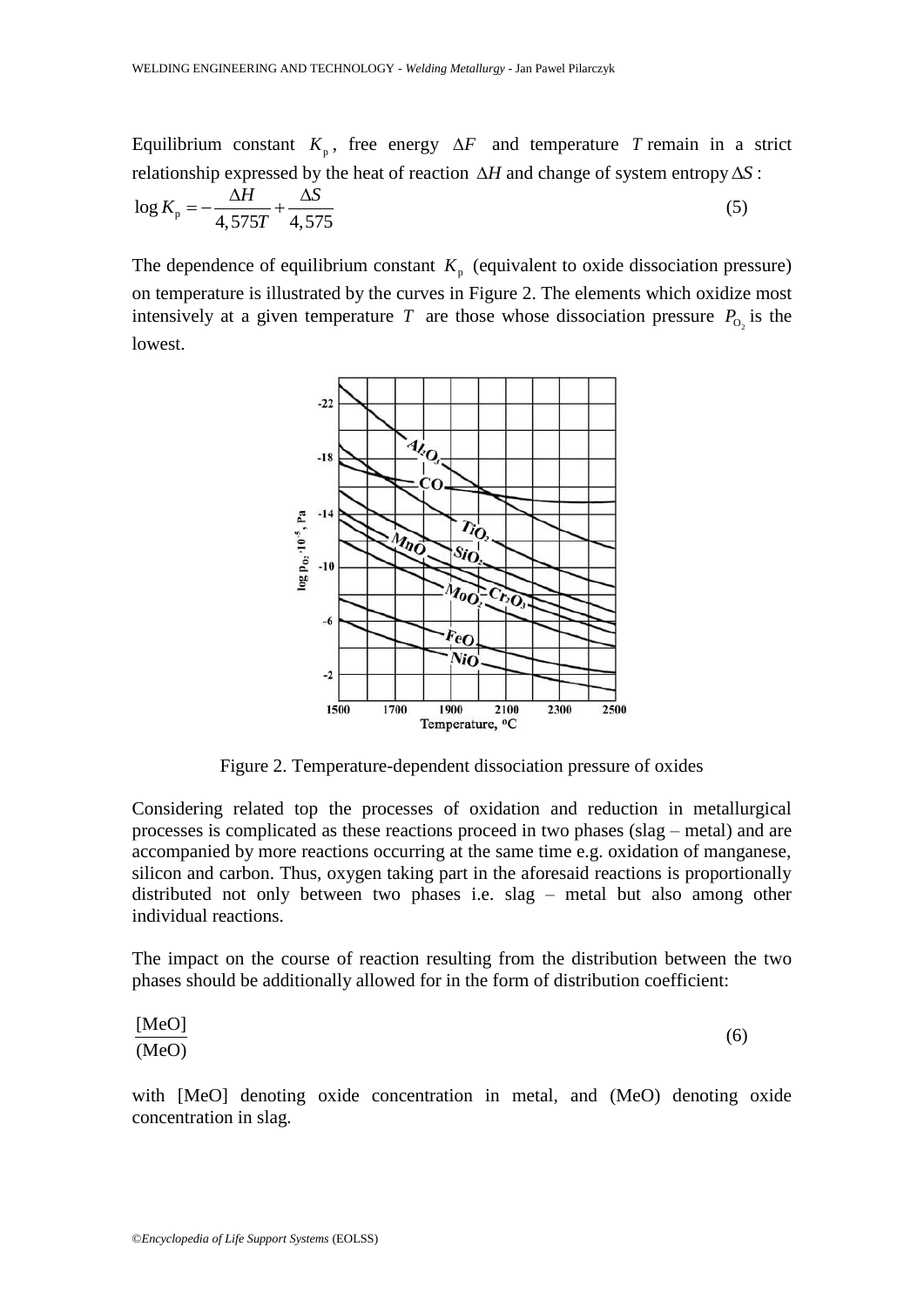Equilibrium constant $K_p$, free energy $\Delta F$ and temperature $T$ remain in a strict relationship expressed by the heat of reaction $\Delta H$ and change of system entropy $\Delta S$:

$$\log K_p = -\frac{\Delta H}{4,575T} + \frac{\Delta S}{4,575} \tag{5}$$

The dependence of equilibrium constant $K_p$ (equivalent to oxide dissociation pressure) on temperature is illustrated by the curves in Figure 2. The elements which oxidize most intensively at a given temperature $T$ are those whose dissociation pressure $P_{O_2}$ is the lowest.

Figure 2. Temperature-dependent dissociation pressure of oxides

Considering related top the processes of oxidation and reduction in metallurgical processes is complicated as these reactions proceed in two phases (slag – metal) and are accompanied by more reactions occurring at the same time e.g. oxidation of manganese, silicon and carbon. Thus, oxygen taking part in the aforesaid reactions is proportionally distributed not only between two phases i.e. slag – metal but also among other individual reactions.

The impact on the course of reaction resulting from the distribution between the two phases should be additionally allowed for in the form of distribution coefficient:

$$\frac{[\text{MeO}]}{(\text{MeO})} \tag{6}$$

with [MeO] denoting oxide concentration in metal, and (MeO) denoting oxide concentration in slag.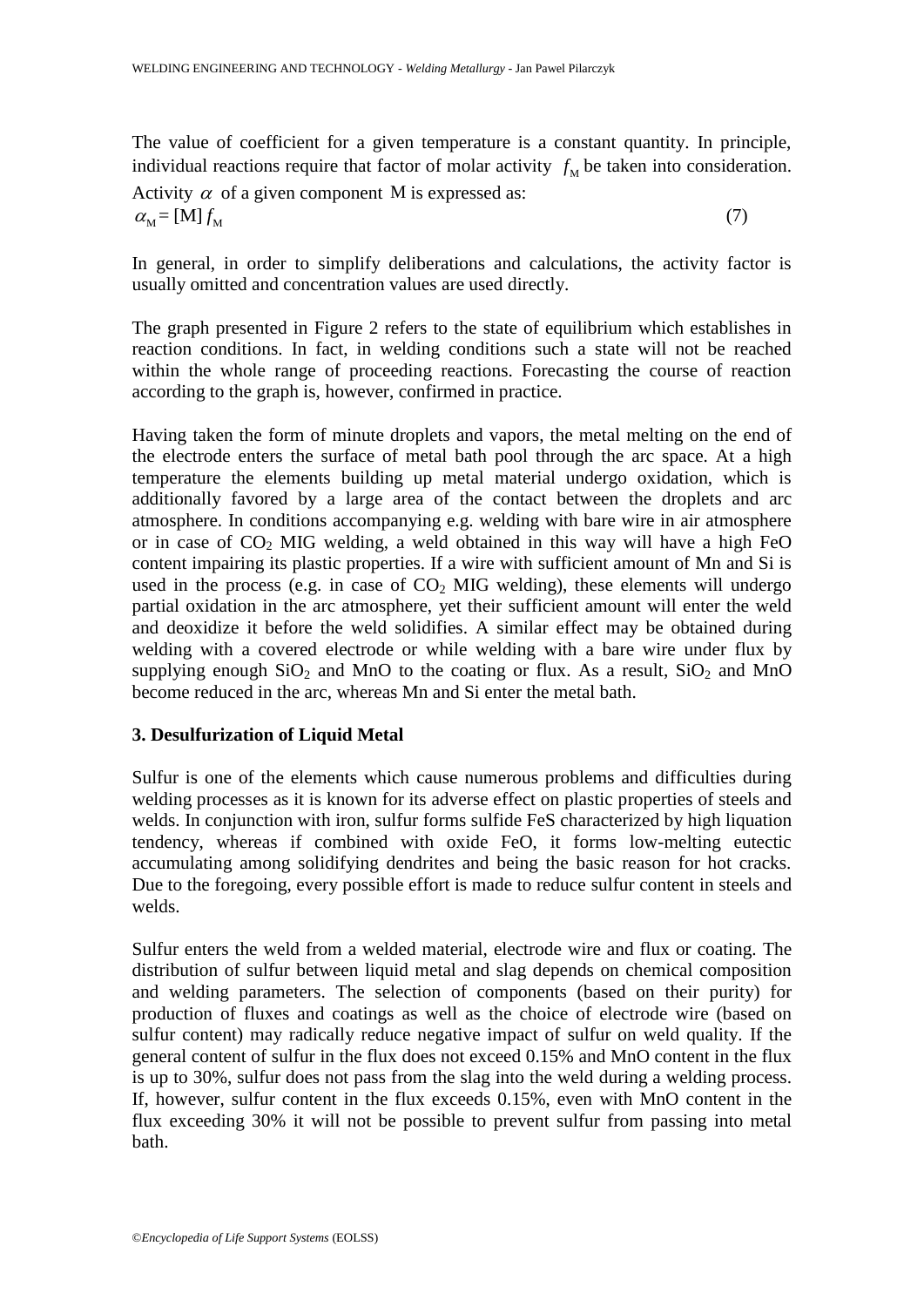The value of coefficient for a given temperature is a constant quantity. In principle, individual reactions require that factor of molar activity $f_M$ be taken into consideration. Activity $\alpha$ of a given component M is expressed as:

$$\alpha_M = [M]\, f_M \tag{7}$$

In general, in order to simplify deliberations and calculations, the activity factor is usually omitted and concentration values are used directly.

The graph presented in Figure 2 refers to the state of equilibrium which establishes in reaction conditions. In fact, in welding conditions such a state will not be reached within the whole range of proceeding reactions. Forecasting the course of reaction according to the graph is, however, confirmed in practice.

Having taken the form of minute droplets and vapors, the metal melting on the end of the electrode enters the surface of metal bath pool through the arc space. At a high temperature the elements building up metal material undergo oxidation, which is additionally favored by a large area of the contact between the droplets and arc atmosphere. In conditions accompanying e.g. welding with bare wire in air atmosphere or in case of $CO_2$ MIG welding, a weld obtained in this way will have a high FeO content impairing its plastic properties. If a wire with sufficient amount of Mn and Si is used in the process (e.g. in case of $CO_2$ MIG welding), these elements will undergo partial oxidation in the arc atmosphere, yet their sufficient amount will enter the weld and deoxidize it before the weld solidifies. A similar effect may be obtained during welding with a covered electrode or while welding with a bare wire under flux by supplying enough $SiO_2$ and MnO to the coating or flux. As a result, $SiO_2$ and MnO become reduced in the arc, whereas Mn and Si enter the metal bath.

## 3. Desulfurization of Liquid Metal

Sulfur is one of the elements which cause numerous problems and difficulties during welding processes as it is known for its adverse effect on plastic properties of steels and welds. In conjunction with iron, sulfur forms sulfide FeS characterized by high liquation tendency, whereas if combined with oxide FeO, it forms low-melting eutectic accumulating among solidifying dendrites and being the basic reason for hot cracks. Due to the foregoing, every possible effort is made to reduce sulfur content in steels and welds.

Sulfur enters the weld from a welded material, electrode wire and flux or coating. The distribution of sulfur between liquid metal and slag depends on chemical composition and welding parameters. The selection of components (based on their purity) for production of fluxes and coatings as well as the choice of electrode wire (based on sulfur content) may radically reduce negative impact of sulfur on weld quality. If the general content of sulfur in the flux does not exceed 0.15% and MnO content in the flux is up to 30%, sulfur does not pass from the slag into the weld during a welding process. If, however, sulfur content in the flux exceeds 0.15%, even with MnO content in the flux exceeding 30% it will not be possible to prevent sulfur from passing into metal bath.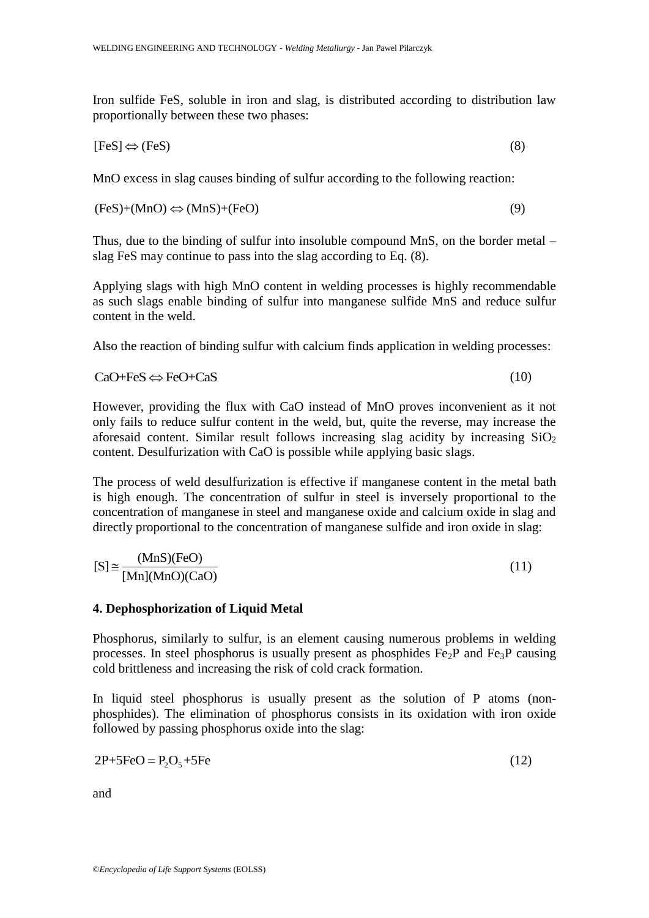Iron sulfide FeS, soluble in iron and slag, is distributed according to distribution law proportionally between these two phases:

$$[\text{FeS}] \Leftrightarrow (\text{FeS}) \tag{8}$$

MnO excess in slag causes binding of sulfur according to the following reaction:

$$(\text{FeS})+(\text{MnO}) \Leftrightarrow (\text{MnS})+(\text{FeO}) \tag{9}$$

Thus, due to the binding of sulfur into insoluble compound MnS, on the border metal – slag FeS may continue to pass into the slag according to Eq. (8).

Applying slags with high MnO content in welding processes is highly recommendable as such slags enable binding of sulfur into manganese sulfide MnS and reduce sulfur content in the weld.

Also the reaction of binding sulfur with calcium finds application in welding processes:

$$\text{CaO}+\text{FeS} \Leftrightarrow \text{FeO}+\text{CaS} \tag{10}$$

However, providing the flux with CaO instead of MnO proves inconvenient as it not only fails to reduce sulfur content in the weld, but, quite the reverse, may increase the aforesaid content. Similar result follows increasing slag acidity by increasing $SiO_2$ content. Desulfurization with CaO is possible while applying basic slags.

The process of weld desulfurization is effective if manganese content in the metal bath is high enough. The concentration of sulfur in steel is inversely proportional to the concentration of manganese in steel and manganese oxide and calcium oxide in slag and directly proportional to the concentration of manganese sulfide and iron oxide in slag:

$$[\text{S}] \cong \frac{(\text{MnS})(\text{FeO})}{[\text{Mn}](\text{MnO})(\text{CaO})} \tag{11}$$

## 4. Dephosphorization of Liquid Metal

Phosphorus, similarly to sulfur, is an element causing numerous problems in welding processes. In steel phosphorus is usually present as phosphides $Fe_2P$ and $Fe_3P$ causing cold brittleness and increasing the risk of cold crack formation.

In liquid steel phosphorus is usually present as the solution of P atoms (non-phosphides). The elimination of phosphorus consists in its oxidation with iron oxide followed by passing phosphorus oxide into the slag:

$$2\text{P}+5\text{FeO} = \text{P}_2\text{O}_5+5\text{Fe} \tag{12}$$

and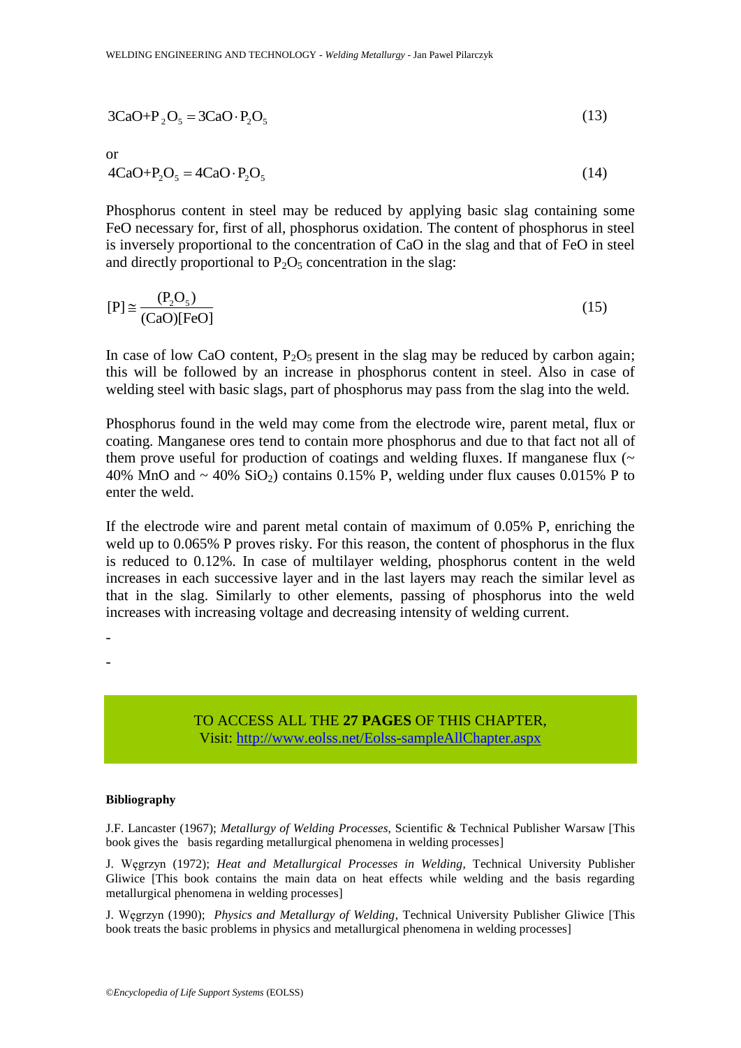$$3CaO+P_2O_5=3CaO\cdot P_2O_5 \tag{13}$$

or

$$4CaO+P_2O_5=4CaO\cdot P_2O_5 \tag{14}$$

Phosphorus content in steel may be reduced by applying basic slag containing some FeO necessary for, first of all, phosphorus oxidation. The content of phosphorus in steel is inversely proportional to the concentration of CaO in the slag and that of FeO in steel and directly proportional to $P_2O_5$ concentration in the slag:

$$[P]\cong\frac{(P_2O_5)}{(CaO)[FeO]} \tag{15}$$

In case of low CaO content, $P_2O_5$ present in the slag may be reduced by carbon again; this will be followed by an increase in phosphorus content in steel. Also in case of welding steel with basic slags, part of phosphorus may pass from the slag into the weld.

Phosphorus found in the weld may come from the electrode wire, parent metal, flux or coating. Manganese ores tend to contain more phosphorus and due to that fact not all of them prove useful for production of coatings and welding fluxes. If manganese flux (~ 40% MnO and ~ 40% $SiO_2$) contains 0.15% P, welding under flux causes 0.015% P to enter the weld.

If the electrode wire and parent metal contain of maximum of 0.05% P, enriching the weld up to 0.065% P proves risky. For this reason, the content of phosphorus in the flux is reduced to 0.12%. In case of multilayer welding, phosphorus content in the weld increases in each successive layer and in the last layers may reach the similar level as that in the slag. Similarly to other elements, passing of phosphorus into the weld increases with increasing voltage and decreasing intensity of welding current.

-

-

TO ACCESS ALL THE **27 PAGES** OF THIS CHAPTER,
Visit: http://www.eolss.net/Eolss-sampleAllChapter.aspx

**Bibliography**

J.F. Lancaster (1967); *Metallurgy of Welding Processes*, Scientific & Technical Publisher Warsaw [This book gives the basis regarding metallurgical phenomena in welding processes]

J. Węgrzyn (1972); *Heat and Metallurgical Processes in Welding*, Technical University Publisher Gliwice [This book contains the main data on heat effects while welding and the basis regarding metallurgical phenomena in welding processes]

J. Węgrzyn (1990); *Physics and Metallurgy of Welding*, Technical University Publisher Gliwice [This book treats the basic problems in physics and metallurgical phenomena in welding processes]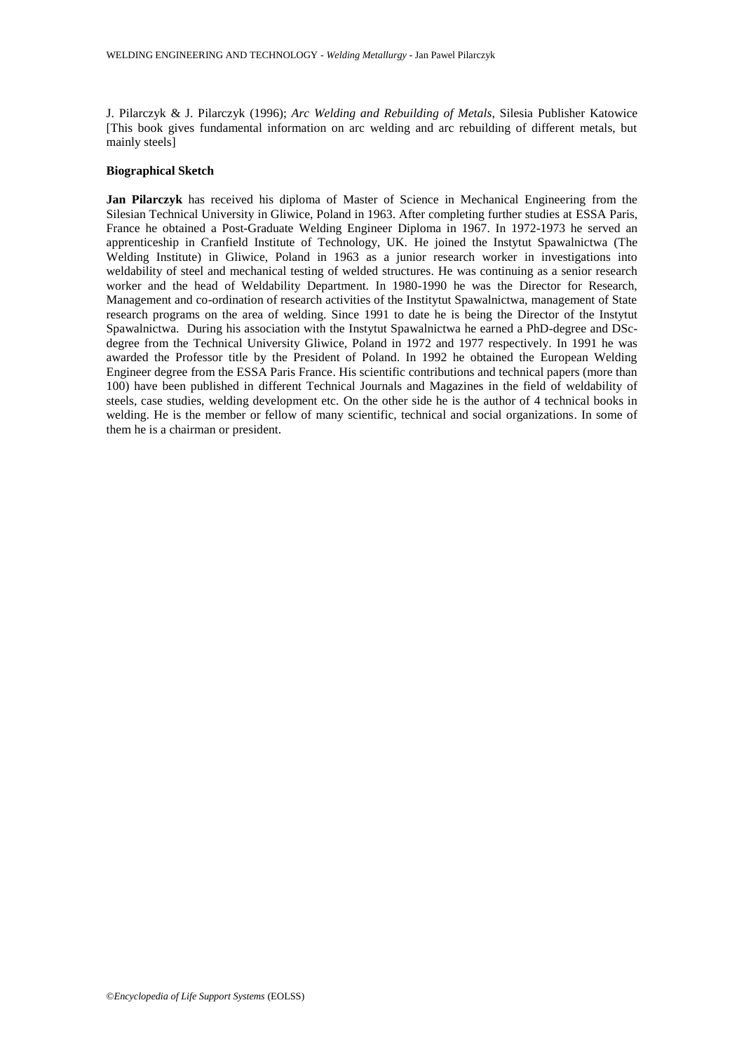J. Pilarczyk & J. Pilarczyk (1996); *Arc Welding and Rebuilding of Metals*, Silesia Publisher Katowice [This book gives fundamental information on arc welding and arc rebuilding of different metals, but mainly steels]

**Biographical Sketch**

**Jan Pilarczyk** has received his diploma of Master of Science in Mechanical Engineering from the Silesian Technical University in Gliwice, Poland in 1963. After completing further studies at ESSA Paris, France he obtained a Post-Graduate Welding Engineer Diploma in 1967. In 1972-1973 he served an apprenticeship in Cranfield Institute of Technology, UK. He joined the Instytut Spawalnictwa (The Welding Institute) in Gliwice, Poland in 1963 as a junior research worker in investigations into weldability of steel and mechanical testing of welded structures. He was continuing as a senior research worker and the head of Weldability Department. In 1980-1990 he was the Director for Research, Management and co-ordination of research activities of the Institytut Spawalnictwa, management of State research programs on the area of welding. Since 1991 to date he is being the Director of the Instytut Spawalnictwa. During his association with the Instytut Spawalnictwa he earned a PhD-degree and DSc-degree from the Technical University Gliwice, Poland in 1972 and 1977 respectively. In 1991 he was awarded the Professor title by the President of Poland. In 1992 he obtained the European Welding Engineer degree from the ESSA Paris France. His scientific contributions and technical papers (more than 100) have been published in different Technical Journals and Magazines in the field of weldability of steels, case studies, welding development etc. On the other side he is the author of 4 technical books in welding. He is the member or fellow of many scientific, technical and social organizations. In some of them he is a chairman or president.